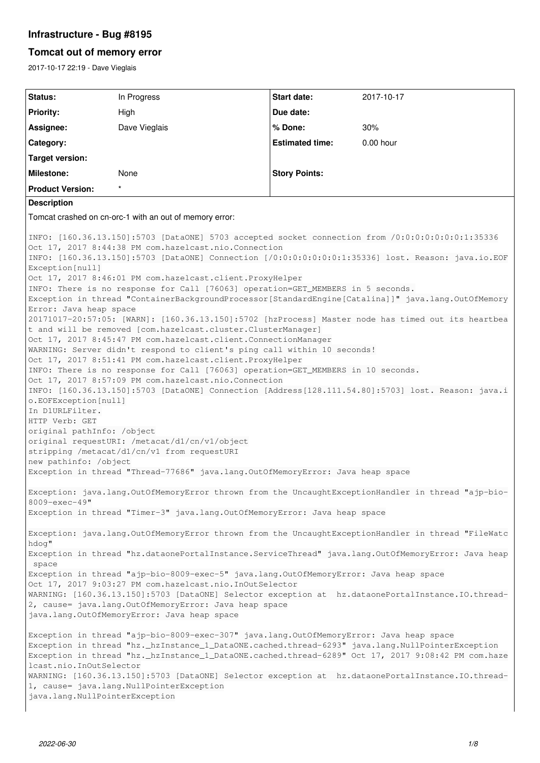# Infrastructure - Bug #8195

## Tomcat out of memory error

2017-10-17 22:19 - Dave Vieglais

| Status: | In Progress | Start date: | 2017-10-17 |
|---|---|---|---|
| Priority: | High | Due date: | |
| Assignee: | Dave Vieglais | % Done: | 30% |
| Category: | | Estimated time: | 0.00 hour |
| Target version: | | | |
| Milestone: | None | Story Points: | |
| Product Version: | * | | |

**Description**

Tomcat crashed on cn-orc-1 with an out of memory error:

```
INFO: [160.36.13.150]:5703 [DataONE] 5703 accepted socket connection from /0:0:0:0:0:0:0:1:35336
Oct 17, 2017 8:44:38 PM com.hazelcast.nio.Connection
INFO: [160.36.13.150]:5703 [DataONE] Connection [/0:0:0:0:0:0:0:1:35336] lost. Reason: java.io.EOF
Exception[null]
Oct 17, 2017 8:46:01 PM com.hazelcast.client.ProxyHelper
INFO: There is no response for Call [76063] operation=GET_MEMBERS in 5 seconds.
Exception in thread "ContainerBackgroundProcessor[StandardEngine[Catalina]]" java.lang.OutOfMemory
Error: Java heap space
20171017-20:57:05: [WARN]: [160.36.13.150]:5702 [hzProcess] Master node has timed out its heartbea
t and will be removed [com.hazelcast.cluster.ClusterManager]
Oct 17, 2017 8:45:47 PM com.hazelcast.client.ConnectionManager
WARNING: Server didn't respond to client's ping call within 10 seconds!
Oct 17, 2017 8:51:41 PM com.hazelcast.client.ProxyHelper
INFO: There is no response for Call [76063] operation=GET_MEMBERS in 10 seconds.
Oct 17, 2017 8:57:09 PM com.hazelcast.nio.Connection
INFO: [160.36.13.150]:5703 [DataONE] Connection [Address[128.111.54.80]:5703] lost. Reason: java.i
o.EOFException[null]
In D1URLFilter.
HTTP Verb: GET
original pathInfo: /object
original requestURI: /metacat/d1/cn/v1/object
stripping /metacat/d1/cn/v1 from requestURI
new pathinfo: /object
Exception in thread "Thread-77686" java.lang.OutOfMemoryError: Java heap space

Exception: java.lang.OutOfMemoryError thrown from the UncaughtExceptionHandler in thread "ajp-bio-
8009-exec-49"
Exception in thread "Timer-3" java.lang.OutOfMemoryError: Java heap space

Exception: java.lang.OutOfMemoryError thrown from the UncaughtExceptionHandler in thread "FileWatc
hdog"
Exception in thread "hz.dataonePortalInstance.ServiceThread" java.lang.OutOfMemoryError: Java heap
 space
Exception in thread "ajp-bio-8009-exec-5" java.lang.OutOfMemoryError: Java heap space
Oct 17, 2017 9:03:27 PM com.hazelcast.nio.InOutSelector
WARNING: [160.36.13.150]:5703 [DataONE] Selector exception at  hz.dataonePortalInstance.IO.thread-
2, cause= java.lang.OutOfMemoryError: Java heap space
java.lang.OutOfMemoryError: Java heap space

Exception in thread "ajp-bio-8009-exec-307" java.lang.OutOfMemoryError: Java heap space
Exception in thread "hz._hzInstance_1_DataONE.cached.thread-6293" java.lang.NullPointerException
Exception in thread "hz._hzInstance_1_DataONE.cached.thread-6289" Oct 17, 2017 9:08:42 PM com.haze
lcast.nio.InOutSelector
WARNING: [160.36.13.150]:5703 [DataONE] Selector exception at  hz.dataonePortalInstance.IO.thread-
1, cause= java.lang.NullPointerException
java.lang.NullPointerException
```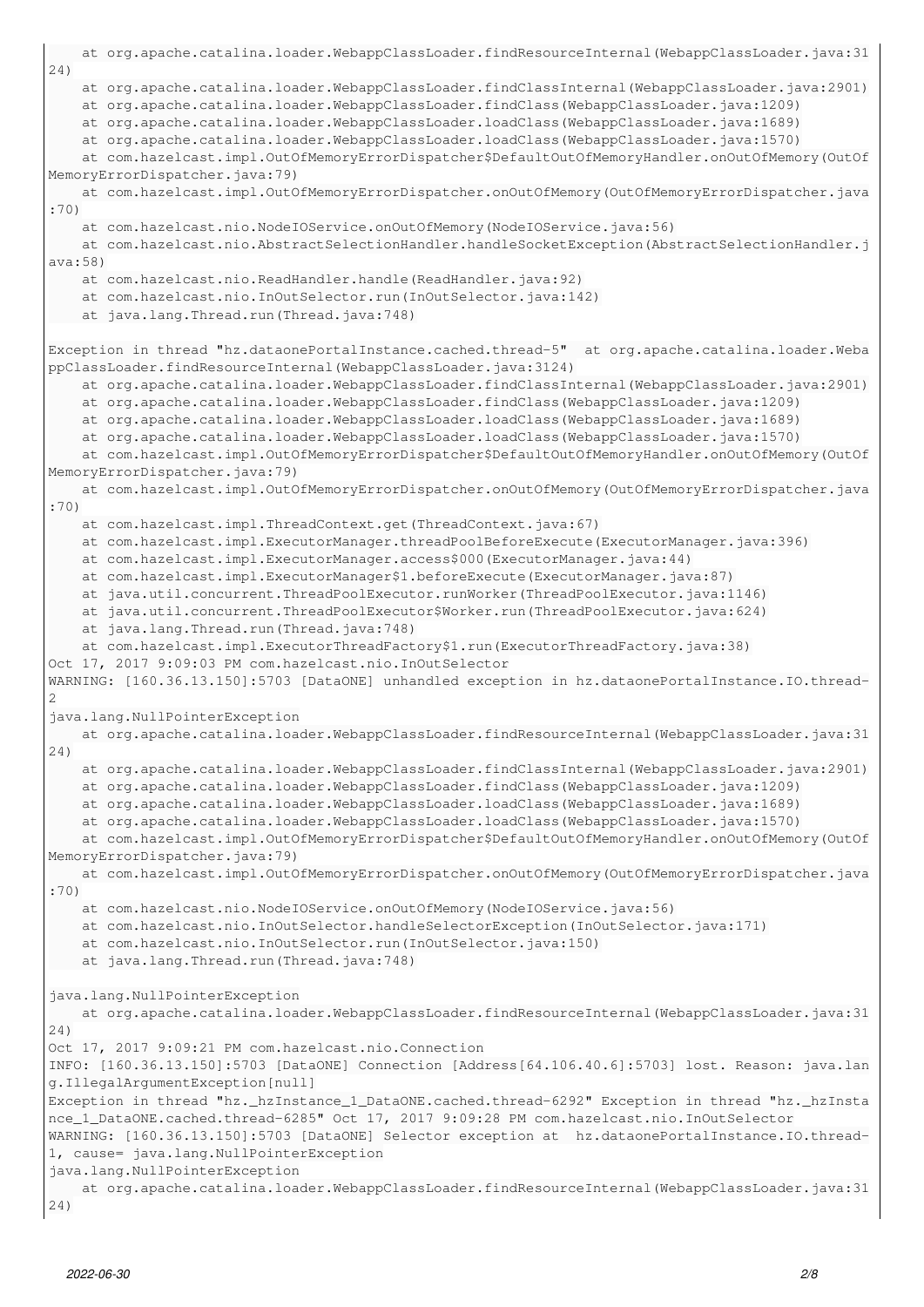```
    at org.apache.catalina.loader.WebappClassLoader.findResourceInternal(WebappClassLoader.java:31
24)
    at org.apache.catalina.loader.WebappClassLoader.findClassInternal(WebappClassLoader.java:2901)
    at org.apache.catalina.loader.WebappClassLoader.findClass(WebappClassLoader.java:1209)
    at org.apache.catalina.loader.WebappClassLoader.loadClass(WebappClassLoader.java:1689)
    at org.apache.catalina.loader.WebappClassLoader.loadClass(WebappClassLoader.java:1570)
    at com.hazelcast.impl.OutOfMemoryErrorDispatcher$DefaultOutOfMemoryHandler.onOutOfMemory(OutOf
MemoryErrorDispatcher.java:79)
    at com.hazelcast.impl.OutOfMemoryErrorDispatcher.onOutOfMemory(OutOfMemoryErrorDispatcher.java
:70)
    at com.hazelcast.nio.NodeIOService.onOutOfMemory(NodeIOService.java:56)
    at com.hazelcast.nio.AbstractSelectionHandler.handleSocketException(AbstractSelectionHandler.j
ava:58)
    at com.hazelcast.nio.ReadHandler.handle(ReadHandler.java:92)
    at com.hazelcast.nio.InOutSelector.run(InOutSelector.java:142)
    at java.lang.Thread.run(Thread.java:748)

Exception in thread "hz.dataonePortalInstance.cached.thread-5"  at org.apache.catalina.loader.Weba
ppClassLoader.findResourceInternal(WebappClassLoader.java:3124)
    at org.apache.catalina.loader.WebappClassLoader.findClassInternal(WebappClassLoader.java:2901)
    at org.apache.catalina.loader.WebappClassLoader.findClass(WebappClassLoader.java:1209)
    at org.apache.catalina.loader.WebappClassLoader.loadClass(WebappClassLoader.java:1689)
    at org.apache.catalina.loader.WebappClassLoader.loadClass(WebappClassLoader.java:1570)
    at com.hazelcast.impl.OutOfMemoryErrorDispatcher$DefaultOutOfMemoryHandler.onOutOfMemory(OutOf
MemoryErrorDispatcher.java:79)
    at com.hazelcast.impl.OutOfMemoryErrorDispatcher.onOutOfMemory(OutOfMemoryErrorDispatcher.java
:70)
    at com.hazelcast.impl.ThreadContext.get(ThreadContext.java:67)
    at com.hazelcast.impl.ExecutorManager.threadPoolBeforeExecute(ExecutorManager.java:396)
    at com.hazelcast.impl.ExecutorManager.access$000(ExecutorManager.java:44)
    at com.hazelcast.impl.ExecutorManager$1.beforeExecute(ExecutorManager.java:87)
    at java.util.concurrent.ThreadPoolExecutor.runWorker(ThreadPoolExecutor.java:1146)
    at java.util.concurrent.ThreadPoolExecutor$Worker.run(ThreadPoolExecutor.java:624)
    at java.lang.Thread.run(Thread.java:748)
    at com.hazelcast.impl.ExecutorThreadFactory$1.run(ExecutorThreadFactory.java:38)
Oct 17, 2017 9:09:03 PM com.hazelcast.nio.InOutSelector
WARNING: [160.36.13.150]:5703 [DataONE] unhandled exception in hz.dataonePortalInstance.IO.thread-
2
java.lang.NullPointerException
    at org.apache.catalina.loader.WebappClassLoader.findResourceInternal(WebappClassLoader.java:31
24)
    at org.apache.catalina.loader.WebappClassLoader.findClassInternal(WebappClassLoader.java:2901)
    at org.apache.catalina.loader.WebappClassLoader.findClass(WebappClassLoader.java:1209)
    at org.apache.catalina.loader.WebappClassLoader.loadClass(WebappClassLoader.java:1689)
    at org.apache.catalina.loader.WebappClassLoader.loadClass(WebappClassLoader.java:1570)
    at com.hazelcast.impl.OutOfMemoryErrorDispatcher$DefaultOutOfMemoryHandler.onOutOfMemory(OutOf
MemoryErrorDispatcher.java:79)
    at com.hazelcast.impl.OutOfMemoryErrorDispatcher.onOutOfMemory(OutOfMemoryErrorDispatcher.java
:70)
    at com.hazelcast.nio.NodeIOService.onOutOfMemory(NodeIOService.java:56)
    at com.hazelcast.nio.InOutSelector.handleSelectorException(InOutSelector.java:171)
    at com.hazelcast.nio.InOutSelector.run(InOutSelector.java:150)
    at java.lang.Thread.run(Thread.java:748)

java.lang.NullPointerException
    at org.apache.catalina.loader.WebappClassLoader.findResourceInternal(WebappClassLoader.java:31
24)
Oct 17, 2017 9:09:21 PM com.hazelcast.nio.Connection
INFO: [160.36.13.150]:5703 [DataONE] Connection [Address[64.106.40.6]:5703] lost. Reason: java.lan
g.IllegalArgumentException[null]
Exception in thread "hz._hzInstance_1_DataONE.cached.thread-6292" Exception in thread "hz._hzInsta
nce_1_DataONE.cached.thread-6285" Oct 17, 2017 9:09:28 PM com.hazelcast.nio.InOutSelector
WARNING: [160.36.13.150]:5703 [DataONE] Selector exception at  hz.dataonePortalInstance.IO.thread-
1, cause= java.lang.NullPointerException
java.lang.NullPointerException
    at org.apache.catalina.loader.WebappClassLoader.findResourceInternal(WebappClassLoader.java:31
24)
```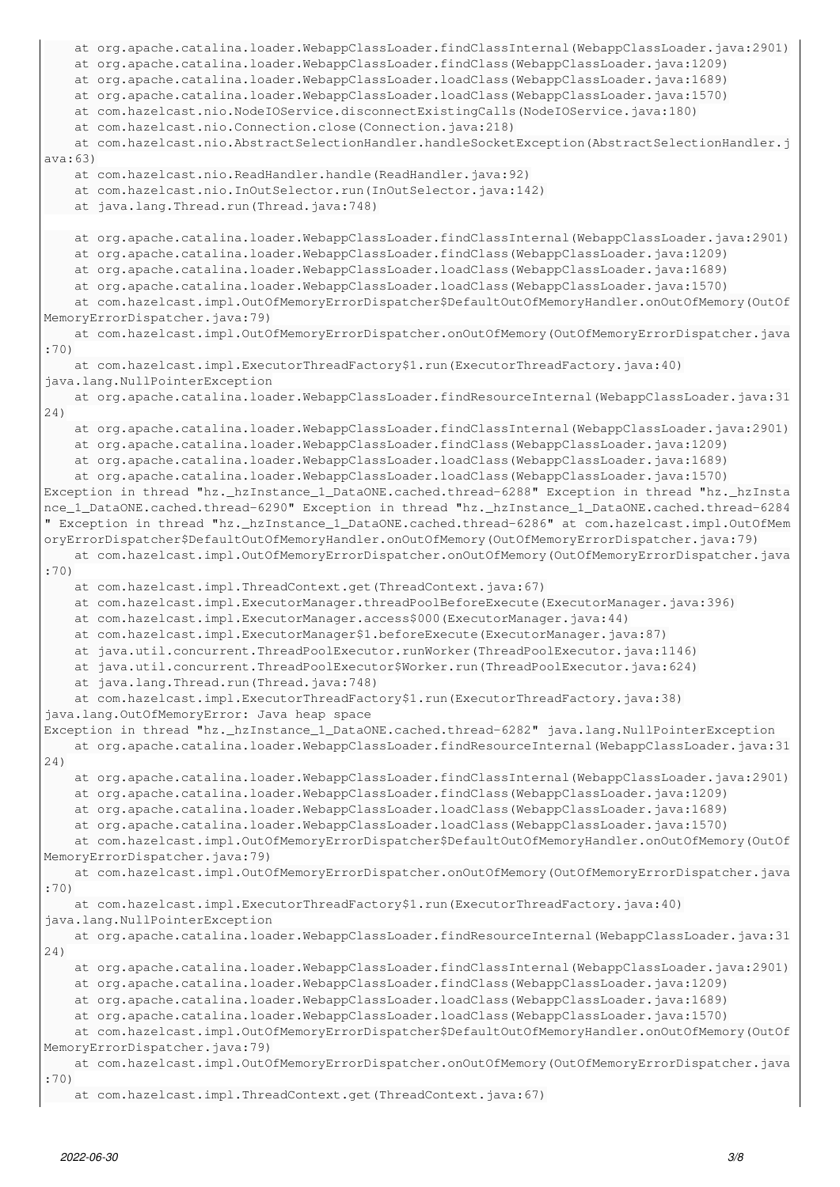```
    at org.apache.catalina.loader.WebappClassLoader.findClassInternal(WebappClassLoader.java:2901)
    at org.apache.catalina.loader.WebappClassLoader.findClass(WebappClassLoader.java:1209)
    at org.apache.catalina.loader.WebappClassLoader.loadClass(WebappClassLoader.java:1689)
    at org.apache.catalina.loader.WebappClassLoader.loadClass(WebappClassLoader.java:1570)
    at com.hazelcast.nio.NodeIOService.disconnectExistingCalls(NodeIOService.java:180)
    at com.hazelcast.nio.Connection.close(Connection.java:218)
    at com.hazelcast.nio.AbstractSelectionHandler.handleSocketException(AbstractSelectionHandler.java:63)
    at com.hazelcast.nio.ReadHandler.handle(ReadHandler.java:92)
    at com.hazelcast.nio.InOutSelector.run(InOutSelector.java:142)
    at java.lang.Thread.run(Thread.java:748)

    at org.apache.catalina.loader.WebappClassLoader.findClassInternal(WebappClassLoader.java:2901)
    at org.apache.catalina.loader.WebappClassLoader.findClass(WebappClassLoader.java:1209)
    at org.apache.catalina.loader.WebappClassLoader.loadClass(WebappClassLoader.java:1689)
    at org.apache.catalina.loader.WebappClassLoader.loadClass(WebappClassLoader.java:1570)
    at com.hazelcast.impl.OutOfMemoryErrorDispatcher$DefaultOutOfMemoryHandler.onOutOfMemory(OutOfMemoryErrorDispatcher.java:79)
    at com.hazelcast.impl.OutOfMemoryErrorDispatcher.onOutOfMemory(OutOfMemoryErrorDispatcher.java:70)
    at com.hazelcast.impl.ExecutorThreadFactory$1.run(ExecutorThreadFactory.java:40)
java.lang.NullPointerException
    at org.apache.catalina.loader.WebappClassLoader.findResourceInternal(WebappClassLoader.java:3124)
    at org.apache.catalina.loader.WebappClassLoader.findClassInternal(WebappClassLoader.java:2901)
    at org.apache.catalina.loader.WebappClassLoader.findClass(WebappClassLoader.java:1209)
    at org.apache.catalina.loader.WebappClassLoader.loadClass(WebappClassLoader.java:1689)
    at org.apache.catalina.loader.WebappClassLoader.loadClass(WebappClassLoader.java:1570)
Exception in thread "hz._hzInstance_1_DataONE.cached.thread-6288" Exception in thread "hz._hzInstance_1_DataONE.cached.thread-6290" Exception in thread "hz._hzInstance_1_DataONE.cached.thread-6284" Exception in thread "hz._hzInstance_1_DataONE.cached.thread-6286" at com.hazelcast.impl.OutOfMemoryErrorDispatcher$DefaultOutOfMemoryHandler.onOutOfMemory(OutOfMemoryErrorDispatcher.java:79)
    at com.hazelcast.impl.OutOfMemoryErrorDispatcher.onOutOfMemory(OutOfMemoryErrorDispatcher.java:70)
    at com.hazelcast.impl.ThreadContext.get(ThreadContext.java:67)
    at com.hazelcast.impl.ExecutorManager.threadPoolBeforeExecute(ExecutorManager.java:396)
    at com.hazelcast.impl.ExecutorManager.access$000(ExecutorManager.java:44)
    at com.hazelcast.impl.ExecutorManager$1.beforeExecute(ExecutorManager.java:87)
    at java.util.concurrent.ThreadPoolExecutor.runWorker(ThreadPoolExecutor.java:1146)
    at java.util.concurrent.ThreadPoolExecutor$Worker.run(ThreadPoolExecutor.java:624)
    at java.lang.Thread.run(Thread.java:748)
    at com.hazelcast.impl.ExecutorThreadFactory$1.run(ExecutorThreadFactory.java:38)
java.lang.OutOfMemoryError: Java heap space
Exception in thread "hz._hzInstance_1_DataONE.cached.thread-6282" java.lang.NullPointerException
    at org.apache.catalina.loader.WebappClassLoader.findResourceInternal(WebappClassLoader.java:3124)
    at org.apache.catalina.loader.WebappClassLoader.findClassInternal(WebappClassLoader.java:2901)
    at org.apache.catalina.loader.WebappClassLoader.findClass(WebappClassLoader.java:1209)
    at org.apache.catalina.loader.WebappClassLoader.loadClass(WebappClassLoader.java:1689)
    at org.apache.catalina.loader.WebappClassLoader.loadClass(WebappClassLoader.java:1570)
    at com.hazelcast.impl.OutOfMemoryErrorDispatcher$DefaultOutOfMemoryHandler.onOutOfMemory(OutOfMemoryErrorDispatcher.java:79)
    at com.hazelcast.impl.OutOfMemoryErrorDispatcher.onOutOfMemory(OutOfMemoryErrorDispatcher.java:70)
    at com.hazelcast.impl.ExecutorThreadFactory$1.run(ExecutorThreadFactory.java:40)
java.lang.NullPointerException
    at org.apache.catalina.loader.WebappClassLoader.findResourceInternal(WebappClassLoader.java:3124)
    at org.apache.catalina.loader.WebappClassLoader.findClassInternal(WebappClassLoader.java:2901)
    at org.apache.catalina.loader.WebappClassLoader.findClass(WebappClassLoader.java:1209)
    at org.apache.catalina.loader.WebappClassLoader.loadClass(WebappClassLoader.java:1689)
    at org.apache.catalina.loader.WebappClassLoader.loadClass(WebappClassLoader.java:1570)
    at com.hazelcast.impl.OutOfMemoryErrorDispatcher$DefaultOutOfMemoryHandler.onOutOfMemory(OutOfMemoryErrorDispatcher.java:79)
    at com.hazelcast.impl.OutOfMemoryErrorDispatcher.onOutOfMemory(OutOfMemoryErrorDispatcher.java:70)
    at com.hazelcast.impl.ThreadContext.get(ThreadContext.java:67)
```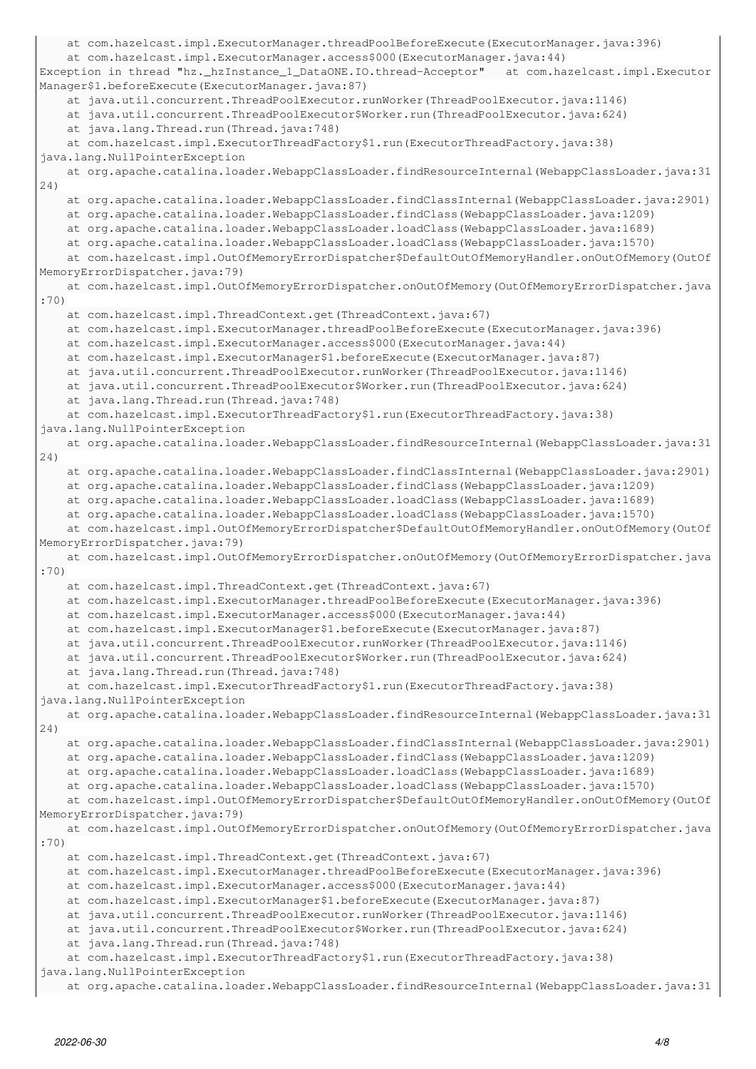```
    at com.hazelcast.impl.ExecutorManager.threadPoolBeforeExecute(ExecutorManager.java:396)
    at com.hazelcast.impl.ExecutorManager.access$000(ExecutorManager.java:44)
Exception in thread "hz._hzInstance_1_DataONE.IO.thread-Acceptor"    at com.hazelcast.impl.Executor
Manager$1.beforeExecute(ExecutorManager.java:87)
    at java.util.concurrent.ThreadPoolExecutor.runWorker(ThreadPoolExecutor.java:1146)
    at java.util.concurrent.ThreadPoolExecutor$Worker.run(ThreadPoolExecutor.java:624)
    at java.lang.Thread.run(Thread.java:748)
    at com.hazelcast.impl.ExecutorThreadFactory$1.run(ExecutorThreadFactory.java:38)
java.lang.NullPointerException
    at org.apache.catalina.loader.WebappClassLoader.findResourceInternal(WebappClassLoader.java:31
24)
    at org.apache.catalina.loader.WebappClassLoader.findClassInternal(WebappClassLoader.java:2901)
    at org.apache.catalina.loader.WebappClassLoader.findClass(WebappClassLoader.java:1209)
    at org.apache.catalina.loader.WebappClassLoader.loadClass(WebappClassLoader.java:1689)
    at org.apache.catalina.loader.WebappClassLoader.loadClass(WebappClassLoader.java:1570)
    at com.hazelcast.impl.OutOfMemoryErrorDispatcher$DefaultOutOfMemoryHandler.onOutOfMemory(OutOf
MemoryErrorDispatcher.java:79)
    at com.hazelcast.impl.OutOfMemoryErrorDispatcher.onOutOfMemory(OutOfMemoryErrorDispatcher.java
:70)
    at com.hazelcast.impl.ThreadContext.get(ThreadContext.java:67)
    at com.hazelcast.impl.ExecutorManager.threadPoolBeforeExecute(ExecutorManager.java:396)
    at com.hazelcast.impl.ExecutorManager.access$000(ExecutorManager.java:44)
    at com.hazelcast.impl.ExecutorManager$1.beforeExecute(ExecutorManager.java:87)
    at java.util.concurrent.ThreadPoolExecutor.runWorker(ThreadPoolExecutor.java:1146)
    at java.util.concurrent.ThreadPoolExecutor$Worker.run(ThreadPoolExecutor.java:624)
    at java.lang.Thread.run(Thread.java:748)
    at com.hazelcast.impl.ExecutorThreadFactory$1.run(ExecutorThreadFactory.java:38)
java.lang.NullPointerException
    at org.apache.catalina.loader.WebappClassLoader.findResourceInternal(WebappClassLoader.java:31
24)
    at org.apache.catalina.loader.WebappClassLoader.findClassInternal(WebappClassLoader.java:2901)
    at org.apache.catalina.loader.WebappClassLoader.findClass(WebappClassLoader.java:1209)
    at org.apache.catalina.loader.WebappClassLoader.loadClass(WebappClassLoader.java:1689)
    at org.apache.catalina.loader.WebappClassLoader.loadClass(WebappClassLoader.java:1570)
    at com.hazelcast.impl.OutOfMemoryErrorDispatcher$DefaultOutOfMemoryHandler.onOutOfMemory(OutOf
MemoryErrorDispatcher.java:79)
    at com.hazelcast.impl.OutOfMemoryErrorDispatcher.onOutOfMemory(OutOfMemoryErrorDispatcher.java
:70)
    at com.hazelcast.impl.ThreadContext.get(ThreadContext.java:67)
    at com.hazelcast.impl.ExecutorManager.threadPoolBeforeExecute(ExecutorManager.java:396)
    at com.hazelcast.impl.ExecutorManager.access$000(ExecutorManager.java:44)
    at com.hazelcast.impl.ExecutorManager$1.beforeExecute(ExecutorManager.java:87)
    at java.util.concurrent.ThreadPoolExecutor.runWorker(ThreadPoolExecutor.java:1146)
    at java.util.concurrent.ThreadPoolExecutor$Worker.run(ThreadPoolExecutor.java:624)
    at java.lang.Thread.run(Thread.java:748)
    at com.hazelcast.impl.ExecutorThreadFactory$1.run(ExecutorThreadFactory.java:38)
java.lang.NullPointerException
    at org.apache.catalina.loader.WebappClassLoader.findResourceInternal(WebappClassLoader.java:31
24)
    at org.apache.catalina.loader.WebappClassLoader.findClassInternal(WebappClassLoader.java:2901)
    at org.apache.catalina.loader.WebappClassLoader.findClass(WebappClassLoader.java:1209)
    at org.apache.catalina.loader.WebappClassLoader.loadClass(WebappClassLoader.java:1689)
    at org.apache.catalina.loader.WebappClassLoader.loadClass(WebappClassLoader.java:1570)
    at com.hazelcast.impl.OutOfMemoryErrorDispatcher$DefaultOutOfMemoryHandler.onOutOfMemory(OutOf
MemoryErrorDispatcher.java:79)
    at com.hazelcast.impl.OutOfMemoryErrorDispatcher.onOutOfMemory(OutOfMemoryErrorDispatcher.java
:70)
    at com.hazelcast.impl.ThreadContext.get(ThreadContext.java:67)
    at com.hazelcast.impl.ExecutorManager.threadPoolBeforeExecute(ExecutorManager.java:396)
    at com.hazelcast.impl.ExecutorManager.access$000(ExecutorManager.java:44)
    at com.hazelcast.impl.ExecutorManager$1.beforeExecute(ExecutorManager.java:87)
    at java.util.concurrent.ThreadPoolExecutor.runWorker(ThreadPoolExecutor.java:1146)
    at java.util.concurrent.ThreadPoolExecutor$Worker.run(ThreadPoolExecutor.java:624)
    at java.lang.Thread.run(Thread.java:748)
    at com.hazelcast.impl.ExecutorThreadFactory$1.run(ExecutorThreadFactory.java:38)
java.lang.NullPointerException
    at org.apache.catalina.loader.WebappClassLoader.findResourceInternal(WebappClassLoader.java:31
```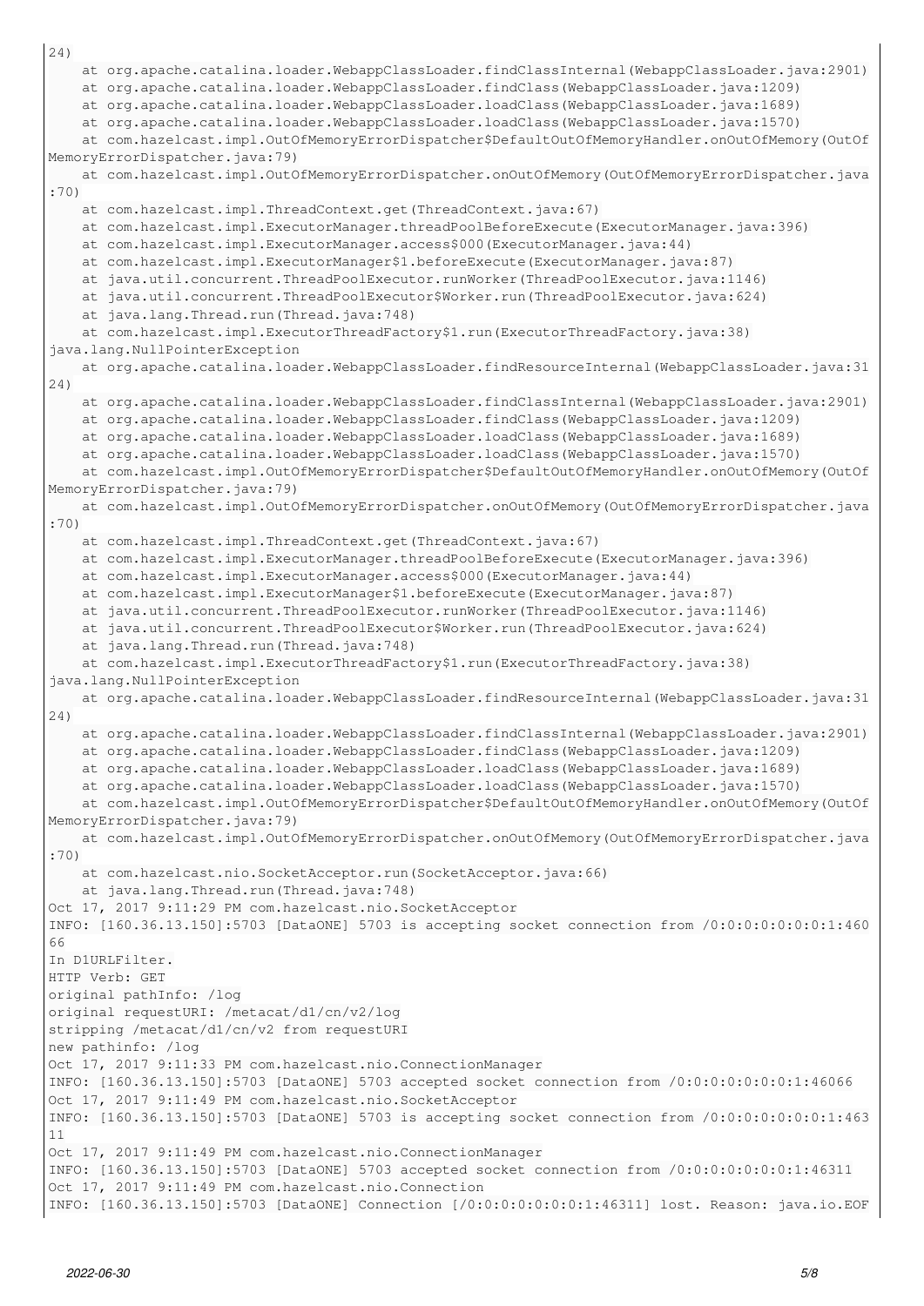```
24)
    at org.apache.catalina.loader.WebappClassLoader.findClassInternal(WebappClassLoader.java:2901)
    at org.apache.catalina.loader.WebappClassLoader.findClass(WebappClassLoader.java:1209)
    at org.apache.catalina.loader.WebappClassLoader.loadClass(WebappClassLoader.java:1689)
    at org.apache.catalina.loader.WebappClassLoader.loadClass(WebappClassLoader.java:1570)
    at com.hazelcast.impl.OutOfMemoryErrorDispatcher$DefaultOutOfMemoryHandler.onOutOfMemory(OutOf
MemoryErrorDispatcher.java:79)
    at com.hazelcast.impl.OutOfMemoryErrorDispatcher.onOutOfMemory(OutOfMemoryErrorDispatcher.java
:70)
    at com.hazelcast.impl.ThreadContext.get(ThreadContext.java:67)
    at com.hazelcast.impl.ExecutorManager.threadPoolBeforeExecute(ExecutorManager.java:396)
    at com.hazelcast.impl.ExecutorManager.access$000(ExecutorManager.java:44)
    at com.hazelcast.impl.ExecutorManager$1.beforeExecute(ExecutorManager.java:87)
    at java.util.concurrent.ThreadPoolExecutor.runWorker(ThreadPoolExecutor.java:1146)
    at java.util.concurrent.ThreadPoolExecutor$Worker.run(ThreadPoolExecutor.java:624)
    at java.lang.Thread.run(Thread.java:748)
    at com.hazelcast.impl.ExecutorThreadFactory$1.run(ExecutorThreadFactory.java:38)
java.lang.NullPointerException
    at org.apache.catalina.loader.WebappClassLoader.findResourceInternal(WebappClassLoader.java:31
24)
    at org.apache.catalina.loader.WebappClassLoader.findClassInternal(WebappClassLoader.java:2901)
    at org.apache.catalina.loader.WebappClassLoader.findClass(WebappClassLoader.java:1209)
    at org.apache.catalina.loader.WebappClassLoader.loadClass(WebappClassLoader.java:1689)
    at org.apache.catalina.loader.WebappClassLoader.loadClass(WebappClassLoader.java:1570)
    at com.hazelcast.impl.OutOfMemoryErrorDispatcher$DefaultOutOfMemoryHandler.onOutOfMemory(OutOf
MemoryErrorDispatcher.java:79)
    at com.hazelcast.impl.OutOfMemoryErrorDispatcher.onOutOfMemory(OutOfMemoryErrorDispatcher.java
:70)
    at com.hazelcast.impl.ThreadContext.get(ThreadContext.java:67)
    at com.hazelcast.impl.ExecutorManager.threadPoolBeforeExecute(ExecutorManager.java:396)
    at com.hazelcast.impl.ExecutorManager.access$000(ExecutorManager.java:44)
    at com.hazelcast.impl.ExecutorManager$1.beforeExecute(ExecutorManager.java:87)
    at java.util.concurrent.ThreadPoolExecutor.runWorker(ThreadPoolExecutor.java:1146)
    at java.util.concurrent.ThreadPoolExecutor$Worker.run(ThreadPoolExecutor.java:624)
    at java.lang.Thread.run(Thread.java:748)
    at com.hazelcast.impl.ExecutorThreadFactory$1.run(ExecutorThreadFactory.java:38)
java.lang.NullPointerException
    at org.apache.catalina.loader.WebappClassLoader.findResourceInternal(WebappClassLoader.java:31
24)
    at org.apache.catalina.loader.WebappClassLoader.findClassInternal(WebappClassLoader.java:2901)
    at org.apache.catalina.loader.WebappClassLoader.findClass(WebappClassLoader.java:1209)
    at org.apache.catalina.loader.WebappClassLoader.loadClass(WebappClassLoader.java:1689)
    at org.apache.catalina.loader.WebappClassLoader.loadClass(WebappClassLoader.java:1570)
    at com.hazelcast.impl.OutOfMemoryErrorDispatcher$DefaultOutOfMemoryHandler.onOutOfMemory(OutOf
MemoryErrorDispatcher.java:79)
    at com.hazelcast.impl.OutOfMemoryErrorDispatcher.onOutOfMemory(OutOfMemoryErrorDispatcher.java
:70)
    at com.hazelcast.nio.SocketAcceptor.run(SocketAcceptor.java:66)
    at java.lang.Thread.run(Thread.java:748)
Oct 17, 2017 9:11:29 PM com.hazelcast.nio.SocketAcceptor
INFO: [160.36.13.150]:5703 [DataONE] 5703 is accepting socket connection from /0:0:0:0:0:0:0:1:460
66
In D1URLFilter.
HTTP Verb: GET
original pathInfo: /log
original requestURI: /metacat/d1/cn/v2/log
stripping /metacat/d1/cn/v2 from requestURI
new pathinfo: /log
Oct 17, 2017 9:11:33 PM com.hazelcast.nio.ConnectionManager
INFO: [160.36.13.150]:5703 [DataONE] 5703 accepted socket connection from /0:0:0:0:0:0:0:1:46066
Oct 17, 2017 9:11:49 PM com.hazelcast.nio.SocketAcceptor
INFO: [160.36.13.150]:5703 [DataONE] 5703 is accepting socket connection from /0:0:0:0:0:0:0:1:463
11
Oct 17, 2017 9:11:49 PM com.hazelcast.nio.ConnectionManager
INFO: [160.36.13.150]:5703 [DataONE] 5703 accepted socket connection from /0:0:0:0:0:0:0:1:46311
Oct 17, 2017 9:11:49 PM com.hazelcast.nio.Connection
INFO: [160.36.13.150]:5703 [DataONE] Connection [/0:0:0:0:0:0:0:1:46311] lost. Reason: java.io.EOF
```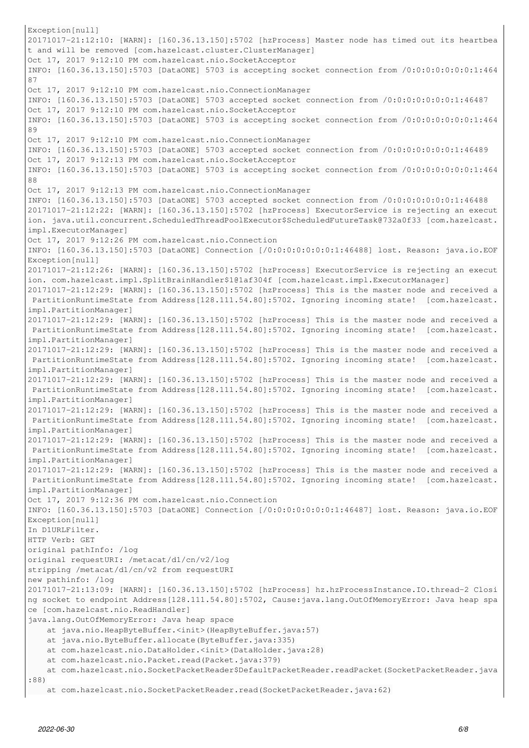```
Exception[null]
20171017-21:12:10: [WARN]: [160.36.13.150]:5702 [hzProcess] Master node has timed out its heartbeat and will be removed [com.hazelcast.cluster.ClusterManager]
Oct 17, 2017 9:12:10 PM com.hazelcast.nio.SocketAcceptor
INFO: [160.36.13.150]:5703 [DataONE] 5703 is accepting socket connection from /0:0:0:0:0:0:0:1:46487
Oct 17, 2017 9:12:10 PM com.hazelcast.nio.ConnectionManager
INFO: [160.36.13.150]:5703 [DataONE] 5703 accepted socket connection from /0:0:0:0:0:0:0:1:46487
Oct 17, 2017 9:12:10 PM com.hazelcast.nio.SocketAcceptor
INFO: [160.36.13.150]:5703 [DataONE] 5703 is accepting socket connection from /0:0:0:0:0:0:0:1:46489
Oct 17, 2017 9:12:10 PM com.hazelcast.nio.ConnectionManager
INFO: [160.36.13.150]:5703 [DataONE] 5703 accepted socket connection from /0:0:0:0:0:0:0:1:46489
Oct 17, 2017 9:12:13 PM com.hazelcast.nio.SocketAcceptor
INFO: [160.36.13.150]:5703 [DataONE] 5703 is accepting socket connection from /0:0:0:0:0:0:0:1:46488
Oct 17, 2017 9:12:13 PM com.hazelcast.nio.ConnectionManager
INFO: [160.36.13.150]:5703 [DataONE] 5703 accepted socket connection from /0:0:0:0:0:0:0:1:46488
20171017-21:12:22: [WARN]: [160.36.13.150]:5702 [hzProcess] ExecutorService is rejecting an execution. java.util.concurrent.ScheduledThreadPoolExecutor$ScheduledFutureTask@732a0f33 [com.hazelcast.impl.ExecutorManager]
Oct 17, 2017 9:12:26 PM com.hazelcast.nio.Connection
INFO: [160.36.13.150]:5703 [DataONE] Connection [/0:0:0:0:0:0:0:1:46488] lost. Reason: java.io.EOFException[null]
20171017-21:12:26: [WARN]: [160.36.13.150]:5702 [hzProcess] ExecutorService is rejecting an execution. com.hazelcast.impl.SplitBrainHandler$1@1af304f [com.hazelcast.impl.ExecutorManager]
20171017-21:12:29: [WARN]: [160.36.13.150]:5702 [hzProcess] This is the master node and received a PartitionRuntimeState from Address[128.111.54.80]:5702. Ignoring incoming state!  [com.hazelcast.impl.PartitionManager]
20171017-21:12:29: [WARN]: [160.36.13.150]:5702 [hzProcess] This is the master node and received a PartitionRuntimeState from Address[128.111.54.80]:5702. Ignoring incoming state!  [com.hazelcast.impl.PartitionManager]
20171017-21:12:29: [WARN]: [160.36.13.150]:5702 [hzProcess] This is the master node and received a PartitionRuntimeState from Address[128.111.54.80]:5702. Ignoring incoming state!  [com.hazelcast.impl.PartitionManager]
20171017-21:12:29: [WARN]: [160.36.13.150]:5702 [hzProcess] This is the master node and received a PartitionRuntimeState from Address[128.111.54.80]:5702. Ignoring incoming state!  [com.hazelcast.impl.PartitionManager]
20171017-21:12:29: [WARN]: [160.36.13.150]:5702 [hzProcess] This is the master node and received a PartitionRuntimeState from Address[128.111.54.80]:5702. Ignoring incoming state!  [com.hazelcast.impl.PartitionManager]
20171017-21:12:29: [WARN]: [160.36.13.150]:5702 [hzProcess] This is the master node and received a PartitionRuntimeState from Address[128.111.54.80]:5702. Ignoring incoming state!  [com.hazelcast.impl.PartitionManager]
20171017-21:12:29: [WARN]: [160.36.13.150]:5702 [hzProcess] This is the master node and received a PartitionRuntimeState from Address[128.111.54.80]:5702. Ignoring incoming state!  [com.hazelcast.impl.PartitionManager]
Oct 17, 2017 9:12:36 PM com.hazelcast.nio.Connection
INFO: [160.36.13.150]:5703 [DataONE] Connection [/0:0:0:0:0:0:0:1:46487] lost. Reason: java.io.EOFException[null]
In D1URLFilter.
HTTP Verb: GET
original pathInfo: /log
original requestURI: /metacat/d1/cn/v2/log
stripping /metacat/d1/cn/v2 from requestURI
new pathinfo: /log
20171017-21:13:09: [WARN]: [160.36.13.150]:5702 [hzProcess] hz.hzProcessInstance.IO.thread-2 Closing socket to endpoint Address[128.111.54.80]:5702, Cause:java.lang.OutOfMemoryError: Java heap space [com.hazelcast.nio.ReadHandler]
java.lang.OutOfMemoryError: Java heap space
    at java.nio.HeapByteBuffer.<init>(HeapByteBuffer.java:57)
    at java.nio.ByteBuffer.allocate(ByteBuffer.java:335)
    at com.hazelcast.nio.DataHolder.<init>(DataHolder.java:28)
    at com.hazelcast.nio.Packet.read(Packet.java:379)
    at com.hazelcast.nio.SocketPacketReader$DefaultPacketReader.readPacket(SocketPacketReader.java:88)
    at com.hazelcast.nio.SocketPacketReader.read(SocketPacketReader.java:62)
```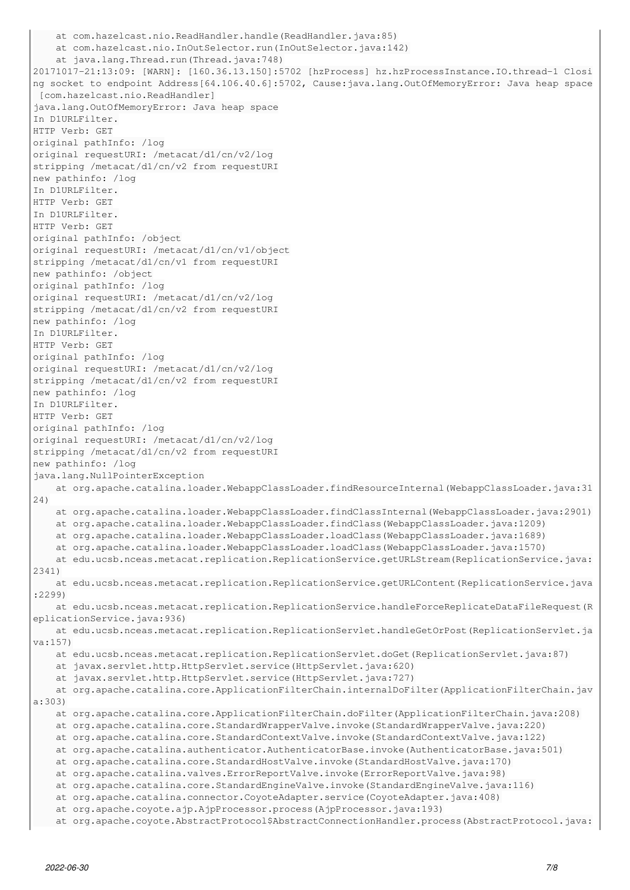```
    at com.hazelcast.nio.ReadHandler.handle(ReadHandler.java:85)
    at com.hazelcast.nio.InOutSelector.run(InOutSelector.java:142)
    at java.lang.Thread.run(Thread.java:748)
20171017-21:13:09: [WARN]: [160.36.13.150]:5702 [hzProcess] hz.hzProcessInstance.IO.thread-1 Closi
ng socket to endpoint Address[64.106.40.6]:5702, Cause:java.lang.OutOfMemoryError: Java heap space
 [com.hazelcast.nio.ReadHandler]
java.lang.OutOfMemoryError: Java heap space
In D1URLFilter.
HTTP Verb: GET
original pathInfo: /log
original requestURI: /metacat/d1/cn/v2/log
stripping /metacat/d1/cn/v2 from requestURI
new pathinfo: /log
In D1URLFilter.
HTTP Verb: GET
In D1URLFilter.
HTTP Verb: GET
original pathInfo: /object
original requestURI: /metacat/d1/cn/v1/object
stripping /metacat/d1/cn/v1 from requestURI
new pathinfo: /object
original pathInfo: /log
original requestURI: /metacat/d1/cn/v2/log
stripping /metacat/d1/cn/v2 from requestURI
new pathinfo: /log
In D1URLFilter.
HTTP Verb: GET
original pathInfo: /log
original requestURI: /metacat/d1/cn/v2/log
stripping /metacat/d1/cn/v2 from requestURI
new pathinfo: /log
In D1URLFilter.
HTTP Verb: GET
original pathInfo: /log
original requestURI: /metacat/d1/cn/v2/log
stripping /metacat/d1/cn/v2 from requestURI
new pathinfo: /log
java.lang.NullPointerException
    at org.apache.catalina.loader.WebappClassLoader.findResourceInternal(WebappClassLoader.java:31
24)
    at org.apache.catalina.loader.WebappClassLoader.findClassInternal(WebappClassLoader.java:2901)
    at org.apache.catalina.loader.WebappClassLoader.findClass(WebappClassLoader.java:1209)
    at org.apache.catalina.loader.WebappClassLoader.loadClass(WebappClassLoader.java:1689)
    at org.apache.catalina.loader.WebappClassLoader.loadClass(WebappClassLoader.java:1570)
    at edu.ucsb.nceas.metacat.replication.ReplicationService.getURLStream(ReplicationService.java:
2341)
    at edu.ucsb.nceas.metacat.replication.ReplicationService.getURLContent(ReplicationService.java
:2299)
    at edu.ucsb.nceas.metacat.replication.ReplicationService.handleForceReplicateDataFileRequest(R
eplicationService.java:936)
    at edu.ucsb.nceas.metacat.replication.ReplicationServlet.handleGetOrPost(ReplicationServlet.ja
va:157)
    at edu.ucsb.nceas.metacat.replication.ReplicationServlet.doGet(ReplicationServlet.java:87)
    at javax.servlet.http.HttpServlet.service(HttpServlet.java:620)
    at javax.servlet.http.HttpServlet.service(HttpServlet.java:727)
    at org.apache.catalina.core.ApplicationFilterChain.internalDoFilter(ApplicationFilterChain.jav
a:303)
    at org.apache.catalina.core.ApplicationFilterChain.doFilter(ApplicationFilterChain.java:208)
    at org.apache.catalina.core.StandardWrapperValve.invoke(StandardWrapperValve.java:220)
    at org.apache.catalina.core.StandardContextValve.invoke(StandardContextValve.java:122)
    at org.apache.catalina.authenticator.AuthenticatorBase.invoke(AuthenticatorBase.java:501)
    at org.apache.catalina.core.StandardHostValve.invoke(StandardHostValve.java:170)
    at org.apache.catalina.valves.ErrorReportValve.invoke(ErrorReportValve.java:98)
    at org.apache.catalina.core.StandardEngineValve.invoke(StandardEngineValve.java:116)
    at org.apache.catalina.connector.CoyoteAdapter.service(CoyoteAdapter.java:408)
    at org.apache.coyote.ajp.AjpProcessor.process(AjpProcessor.java:193)
    at org.apache.coyote.AbstractProtocol$AbstractConnectionHandler.process(AbstractProtocol.java:
```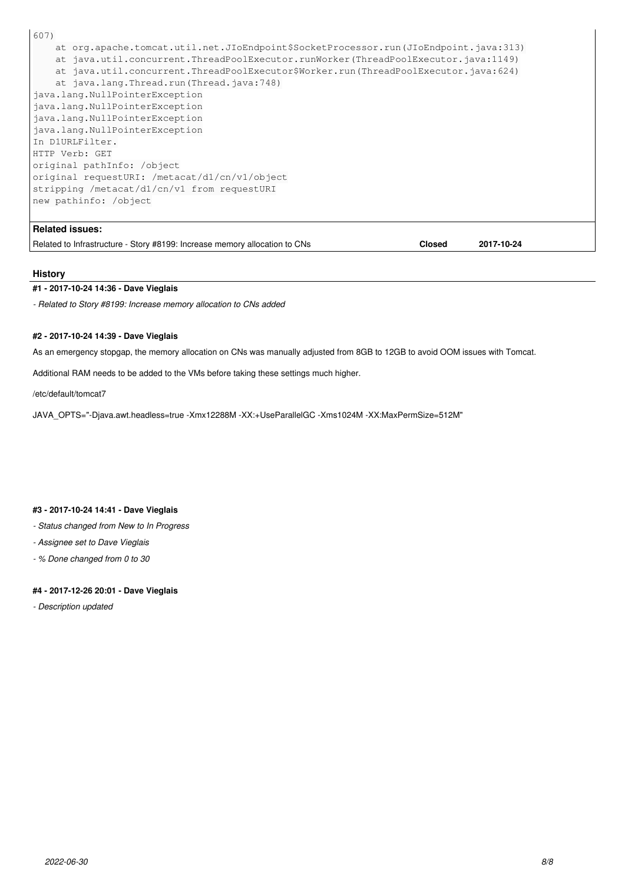```
607)
    at org.apache.tomcat.util.net.JIoEndpoint$SocketProcessor.run(JIoEndpoint.java:313)
    at java.util.concurrent.ThreadPoolExecutor.runWorker(ThreadPoolExecutor.java:1149)
    at java.util.concurrent.ThreadPoolExecutor$Worker.run(ThreadPoolExecutor.java:624)
    at java.lang.Thread.run(Thread.java:748)
java.lang.NullPointerException
java.lang.NullPointerException
java.lang.NullPointerException
java.lang.NullPointerException
In D1URLFilter.
HTTP Verb: GET
original pathInfo: /object
original requestURI: /metacat/d1/cn/v1/object
stripping /metacat/d1/cn/v1 from requestURI
new pathinfo: /object
```

**Related issues:**

| | | |
|---|---|---|
| Related to Infrastructure - Story #8199: Increase memory allocation to CNs | **Closed** | **2017-10-24** |

## History

### #1 - 2017-10-24 14:36 - Dave Vieglais

*- Related to Story #8199: Increase memory allocation to CNs added*

### #2 - 2017-10-24 14:39 - Dave Vieglais

As an emergency stopgap, the memory allocation on CNs was manually adjusted from 8GB to 12GB to avoid OOM issues with Tomcat.

Additional RAM needs to be added to the VMs before taking these settings much higher.

/etc/default/tomcat7

JAVA_OPTS="-Djava.awt.headless=true -Xmx12288M -XX:+UseParallelGC -Xms1024M -XX:MaxPermSize=512M"

### #3 - 2017-10-24 14:41 - Dave Vieglais

*- Status changed from New to In Progress*

*- Assignee set to Dave Vieglais*

*- % Done changed from 0 to 30*

### #4 - 2017-12-26 20:01 - Dave Vieglais

*- Description updated*